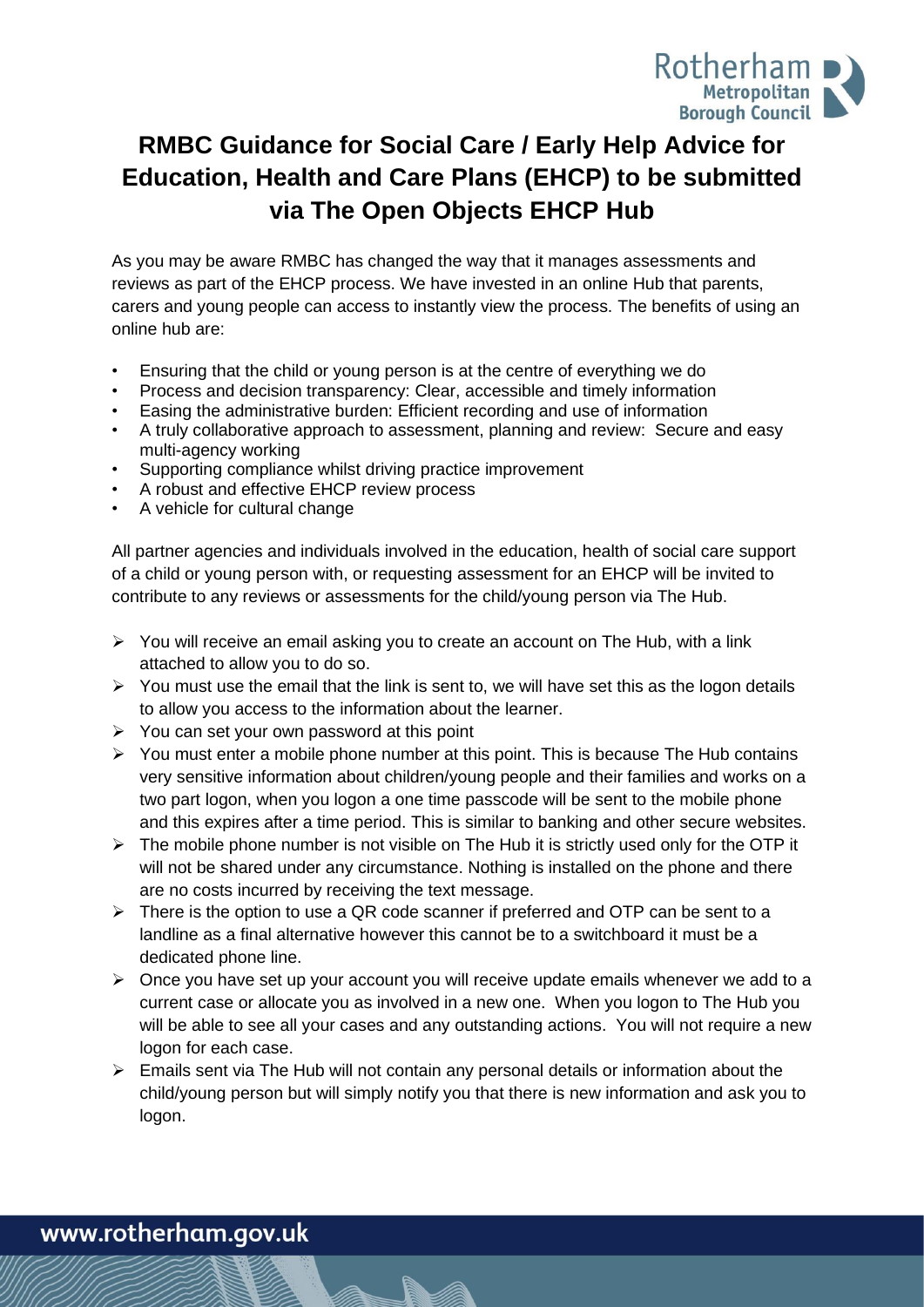# RMBC Guidance for Social Care / Early Help Advice for Education, Health and Care Plans (EHCP) to be submitted via The Open Objects EHCP Hub

As you may be aware RMBC has changed the way that it manages assessments and reviews as part of the EHCP process. We have invested in an online Hub that parents, carers and young people can access to instantly view the process. The benefits of using an online hub are:

- Ensuring that the child or young person is at the centre of everything we do
- Process and decision transparency: Clear, accessible and timely information
- Easing the administrative burden: Efficient recording and use of information
- A truly collaborative approach to assessment, planning and review: Secure and easy multi-agency working
- Supporting compliance whilst driving practice improvement
- A robust and effective EHCP review process
- A vehicle for cultural change

All partner agencies and individuals involved in the education, health of social care support of a child or young person with, or requesting assessment for an EHCP will be invited to contribute to any reviews or assessments for the child/young person via The Hub.

- You will receive an email asking you to create an account on The Hub, with a link attached to allow you to do so.
- You must use the email that the link is sent to, we will have set this as the logon details to allow you access to the information about the learner.
- You can set your own password at this point
- You must enter a mobile phone number at this point. This is because The Hub contains very sensitive information about children/young people and their families and works on a two part logon, when you logon a one time passcode will be sent to the mobile phone and this expires after a time period. This is similar to banking and other secure websites.
- The mobile phone number is not visible on The Hub it is strictly used only for the OTP it will not be shared under any circumstance. Nothing is installed on the phone and there are no costs incurred by receiving the text message.
- There is the option to use a QR code scanner if preferred and OTP can be sent to a landline as a final alternative however this cannot be to a switchboard it must be a dedicated phone line.
- Once you have set up your account you will receive update emails whenever we add to a current case or allocate you as involved in a new one. When you logon to The Hub you will be able to see all your cases and any outstanding actions. You will not require a new logon for each case.
- Emails sent via The Hub will not contain any personal details or information about the child/young person but will simply notify you that there is new information and ask you to logon.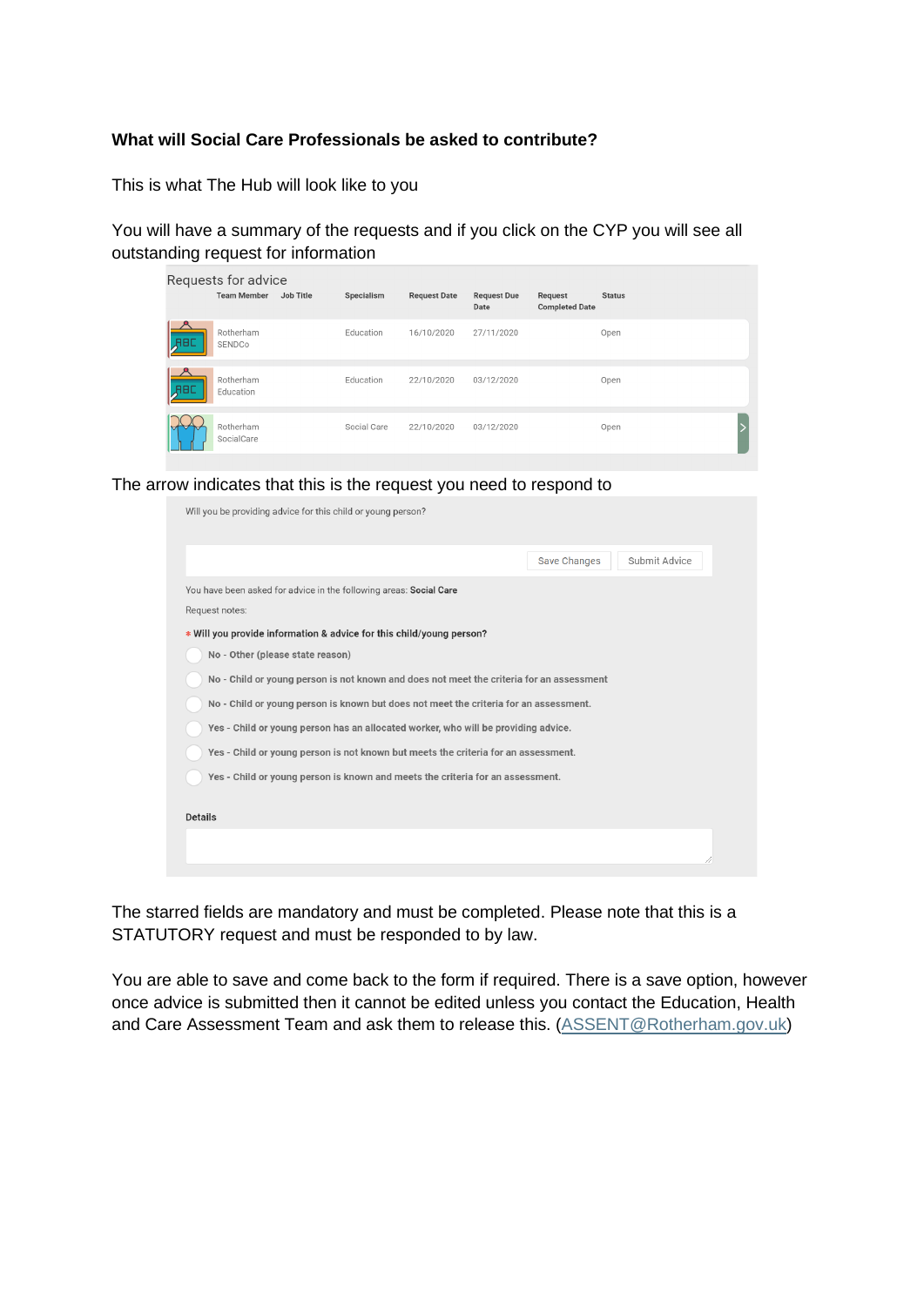**What will Social Care Professionals be asked to contribute?**

This is what The Hub will look like to you

You will have a summary of the requests and if you click on the CYP you will see all outstanding request for information

Requests for advice

| Team Member | Job Title | Specialism | Request Date | Request Due Date | Request Completed Date | Status |
|---|---|---|---|---|---|---|
| Rotherham SENDCo | | Education | 16/10/2020 | 27/11/2020 | | Open |
| Rotherham Education | | Education | 22/10/2020 | 03/12/2020 | | Open |
| Rotherham SocialCare | | Social Care | 22/10/2020 | 03/12/2020 | | Open |

The arrow indicates that this is the request you need to respond to

Will you be providing advice for this child or young person?

Save Changes | Submit Advice

You have been asked for advice in the following areas: **Social Care**

Request notes:

\* **Will you provide information & advice for this child/young person?**

- No - Other (please state reason)
- No - Child or young person is not known and does not meet the criteria for an assessment
- No - Child or young person is known but does not meet the criteria for an assessment.
- Yes - Child or young person has an allocated worker, who will be providing advice.
- Yes - Child or young person is not known but meets the criteria for an assessment.
- Yes - Child or young person is known and meets the criteria for an assessment.

**Details**

The starred fields are mandatory and must be completed. Please note that this is a STATUTORY request and must be responded to by law.

You are able to save and come back to the form if required. There is a save option, however once advice is submitted then it cannot be edited unless you contact the Education, Health and Care Assessment Team and ask them to release this. (ASSENT@Rotherham.gov.uk)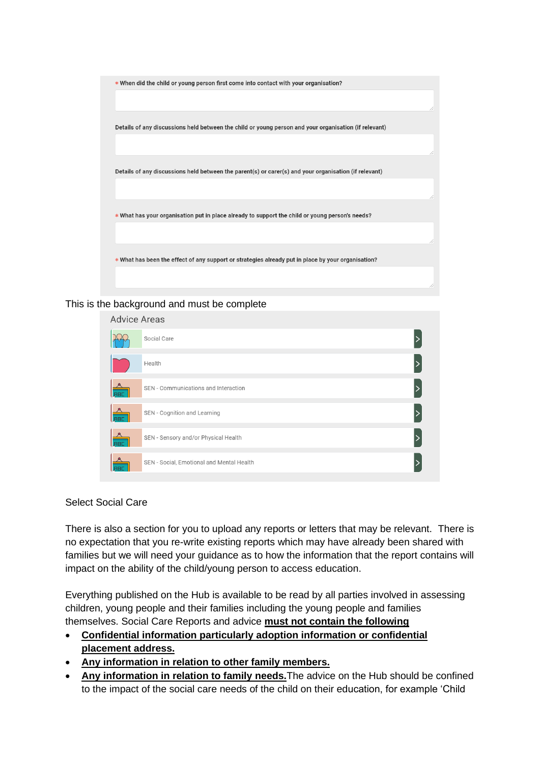\* When did the child or young person first come into contact with your organisation?

Details of any discussions held between the child or young person and your organisation (if relevant)

Details of any discussions held between the parent(s) or carer(s) and your organisation (if relevant)

\* What has your organisation put in place already to support the child or young person's needs?

\* What has been the effect of any support or strategies already put in place by your organisation?

This is the background and must be complete

Advice Areas

- Social Care
- Health
- SEN - Communications and Interaction
- SEN - Cognition and Learning
- SEN - Sensory and/or Physical Health
- SEN - Social, Emotional and Mental Health

Select Social Care

There is also a section for you to upload any reports or letters that may be relevant. There is no expectation that you re-write existing reports which may have already been shared with families but we will need your guidance as to how the information that the report contains will impact on the ability of the child/young person to access education.

Everything published on the Hub is available to be read by all parties involved in assessing children, young people and their families including the young people and families themselves. Social Care Reports and advice **must not contain the following**

- **Confidential information particularly adoption information or confidential placement address.**
- **Any information in relation to other family members.**
- **Any information in relation to family needs.** The advice on the Hub should be confined to the impact of the social care needs of the child on their education, for example 'Child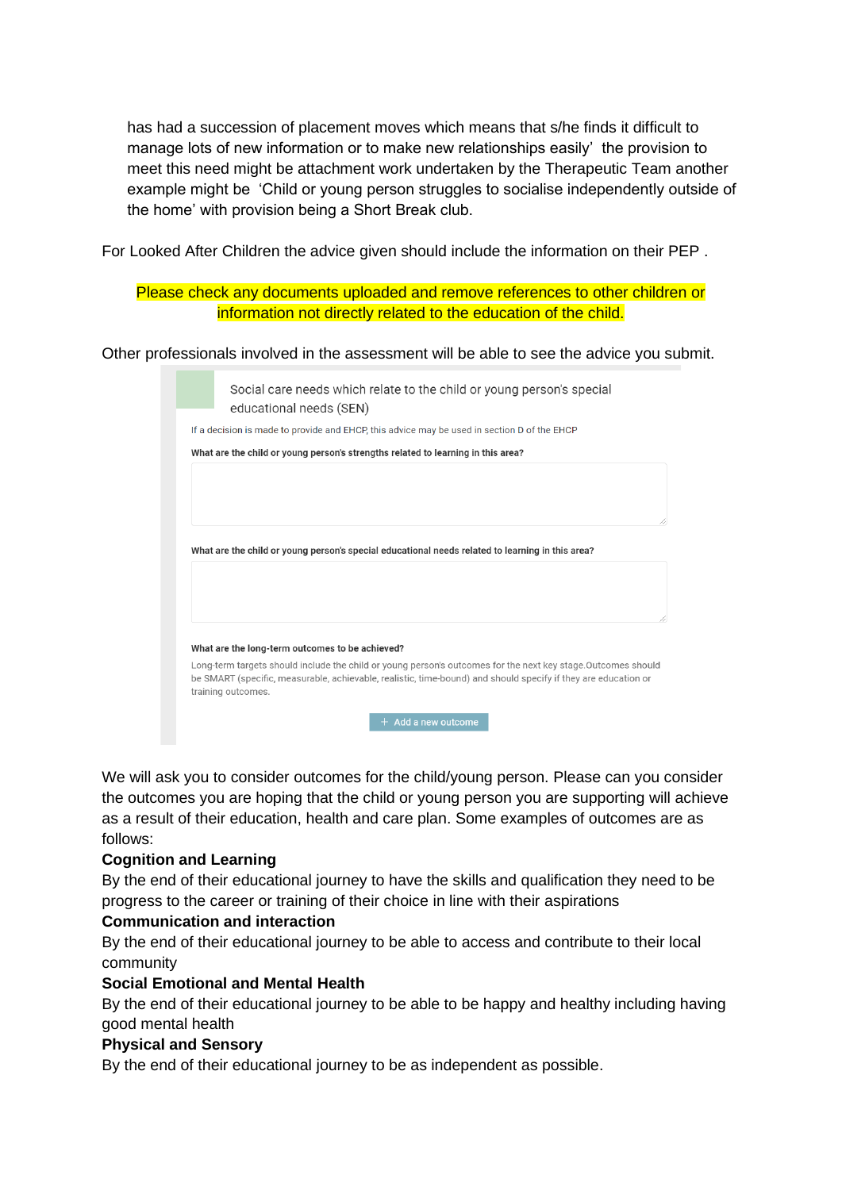has had a succession of placement moves which means that s/he finds it difficult to manage lots of new information or to make new relationships easily' the provision to meet this need might be attachment work undertaken by the Therapeutic Team another example might be 'Child or young person struggles to socialise independently outside of the home' with provision being a Short Break club.

For Looked After Children the advice given should include the information on their PEP .

Please check any documents uploaded and remove references to other children or information not directly related to the education of the child.

Other professionals involved in the assessment will be able to see the advice you submit.

Social care needs which relate to the child or young person's special educational needs (SEN)

If a decision is made to provide and EHCP, this advice may be used in section D of the EHCP

**What are the child or young person's strengths related to learning in this area?**

**What are the child or young person's special educational needs related to learning in this area?**

**What are the long-term outcomes to be achieved?**

Long-term targets should include the child or young person's outcomes for the next key stage.Outcomes should be SMART (specific, measurable, achievable, realistic, time-bound) and should specify if they are education or training outcomes.

+ Add a new outcome

We will ask you to consider outcomes for the child/young person. Please can you consider the outcomes you are hoping that the child or young person you are supporting will achieve as a result of their education, health and care plan. Some examples of outcomes are as follows:

**Cognition and Learning**

By the end of their educational journey to have the skills and qualification they need to be progress to the career or training of their choice in line with their aspirations

**Communication and interaction**

By the end of their educational journey to be able to access and contribute to their local community

**Social Emotional and Mental Health**

By the end of their educational journey to be able to be happy and healthy including having good mental health

**Physical and Sensory**

By the end of their educational journey to be as independent as possible.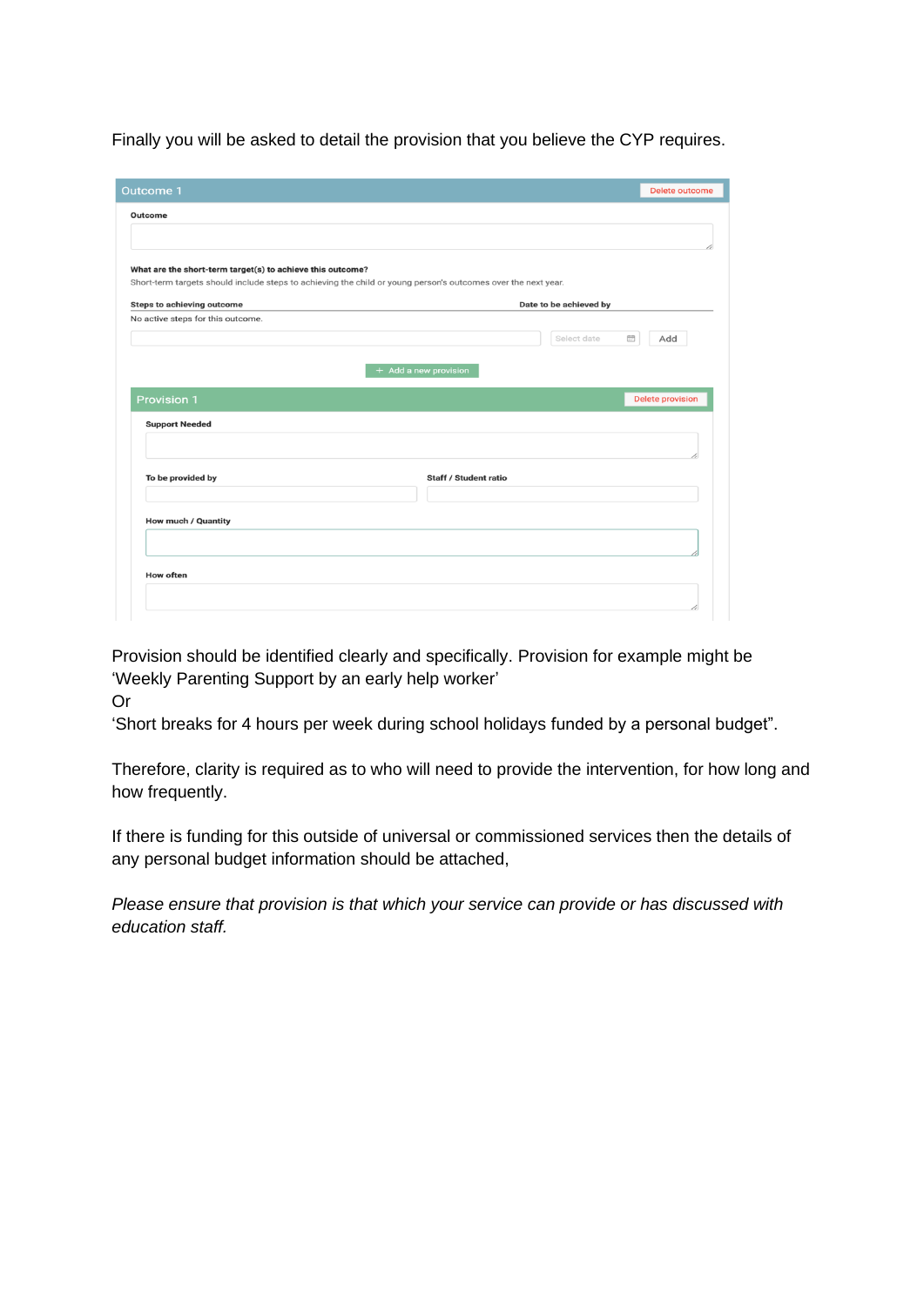Finally you will be asked to detail the provision that you believe the CYP requires.

**Outcome 1** — Delete outcome

**Outcome**

**What are the short-term target(s) to achieve this outcome?**
Short-term targets should include steps to achieving the child or young person's outcomes over the next year.

**Steps to achieving outcome** | **Date to be achieved by**

No active steps for this outcome.

Select date | Add

+ Add a new provision

**Provision 1** — Delete provision

**Support Needed**

**To be provided by** | **Staff / Student ratio**

**How much / Quantity**

**How often**

Provision should be identified clearly and specifically. Provision for example might be 'Weekly Parenting Support by an early help worker'
Or
'Short breaks for 4 hours per week during school holidays funded by a personal budget".

Therefore, clarity is required as to who will need to provide the intervention, for how long and how frequently.

If there is funding for this outside of universal or commissioned services then the details of any personal budget information should be attached,

*Please ensure that provision is that which your service can provide or has discussed with education staff.*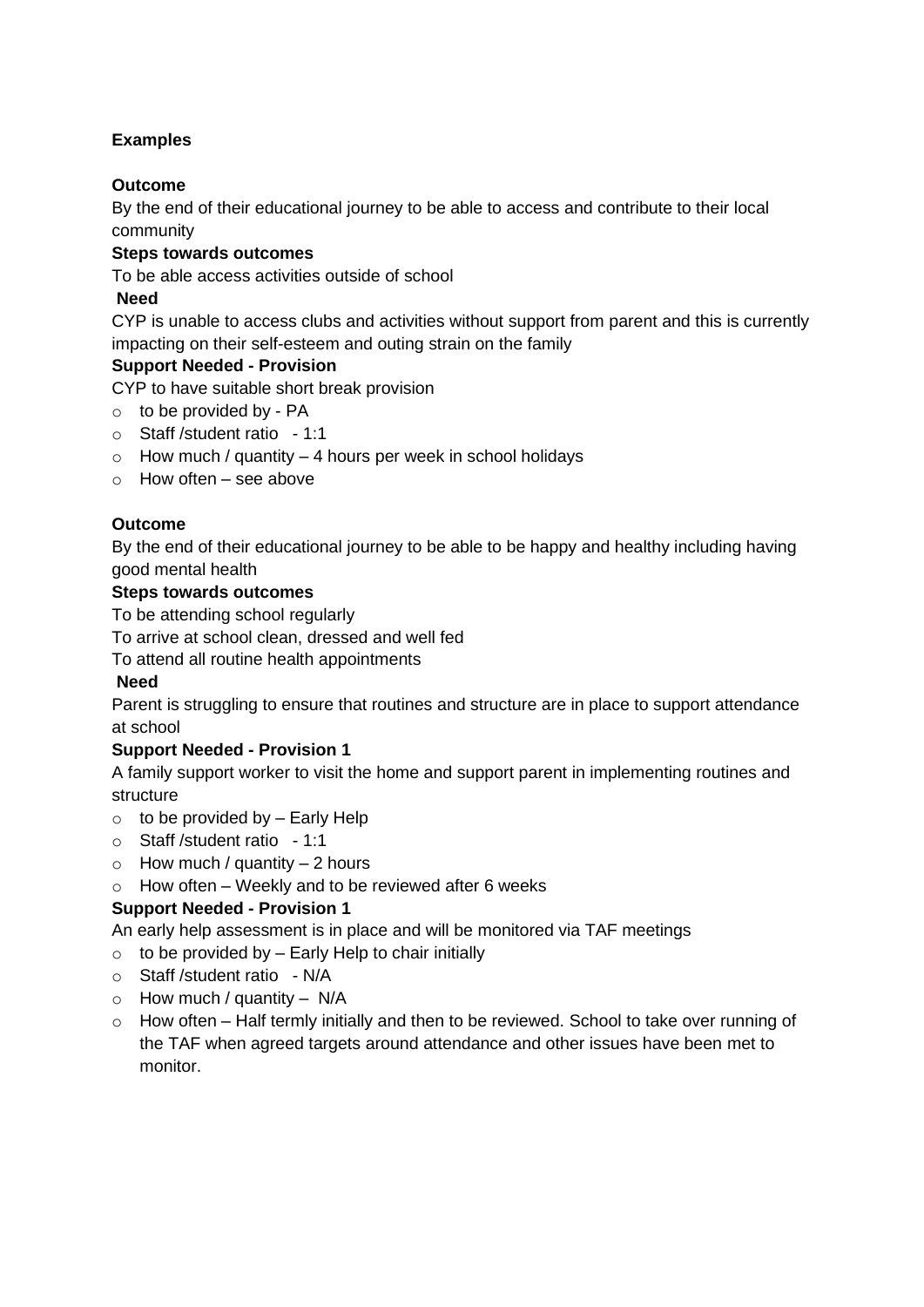**Examples**

**Outcome**

By the end of their educational journey to be able to access and contribute to their local community

**Steps towards outcomes**

To be able access activities outside of school

**Need**

CYP is unable to access clubs and activities without support from parent and this is currently impacting on their self-esteem and outing strain on the family

**Support Needed - Provision**

CYP to have suitable short break provision

- to be provided by - PA
- Staff /student ratio - 1:1
- How much / quantity – 4 hours per week in school holidays
- How often – see above

**Outcome**

By the end of their educational journey to be able to be happy and healthy including having good mental health

**Steps towards outcomes**

To be attending school regularly

To arrive at school clean, dressed and well fed

To attend all routine health appointments

**Need**

Parent is struggling to ensure that routines and structure are in place to support attendance at school

**Support Needed - Provision 1**

A family support worker to visit the home and support parent in implementing routines and structure

- to be provided by – Early Help
- Staff /student ratio - 1:1
- How much / quantity – 2 hours
- How often – Weekly and to be reviewed after 6 weeks

**Support Needed - Provision 1**

An early help assessment is in place and will be monitored via TAF meetings

- to be provided by – Early Help to chair initially
- Staff /student ratio - N/A
- How much / quantity – N/A
- How often – Half termly initially and then to be reviewed. School to take over running of the TAF when agreed targets around attendance and other issues have been met to monitor.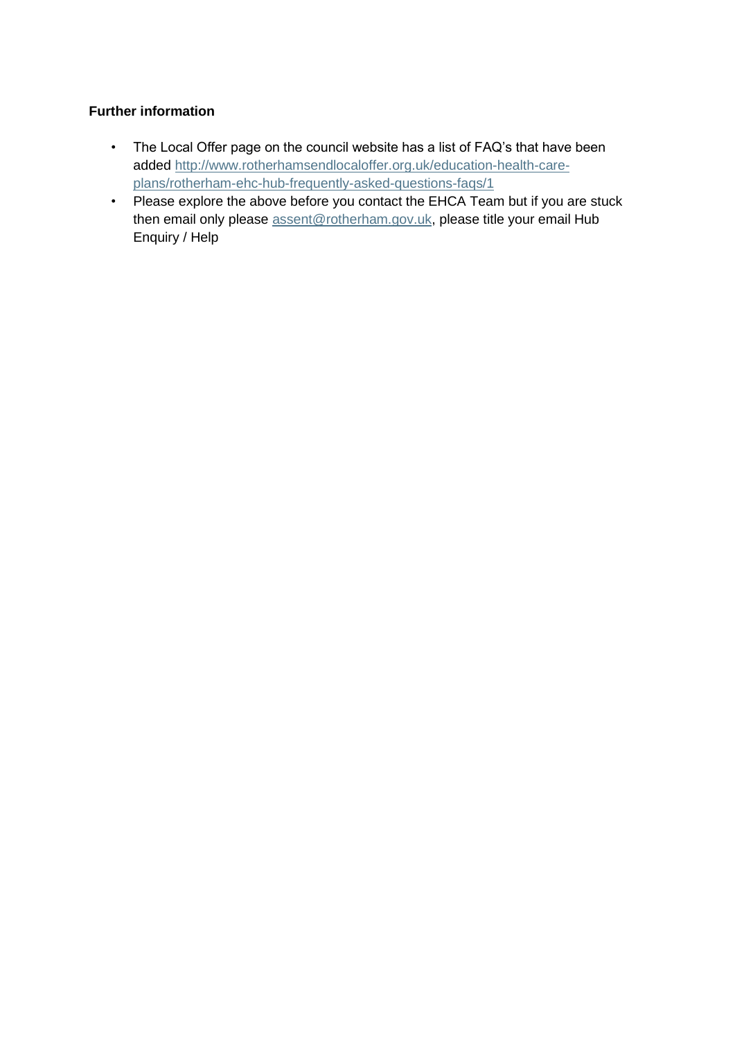**Further information**

- The Local Offer page on the council website has a list of FAQ's that have been added http://www.rotherhamsendlocaloffer.org.uk/education-health-care-plans/rotherham-ehc-hub-frequently-asked-questions-faqs/1
- Please explore the above before you contact the EHCA Team but if you are stuck then email only please assent@rotherham.gov.uk, please title your email Hub Enquiry / Help